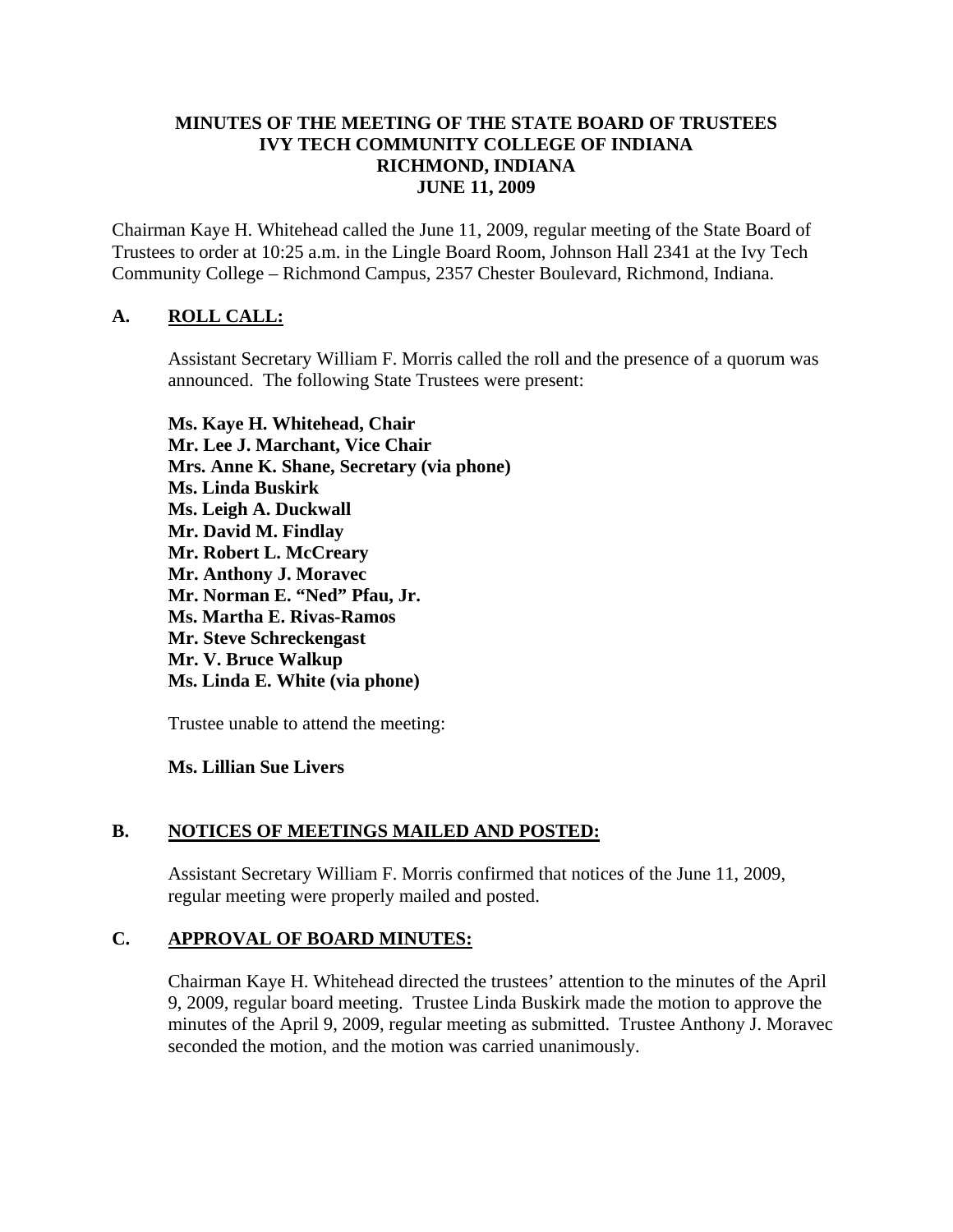# MINUTES OF THE MEETING OF THE STATE BOARD OF TRUSTEES
# IVY TECH COMMUNITY COLLEGE OF INDIANA
# RICHMOND, INDIANA
# JUNE 11, 2009

Chairman Kaye H. Whitehead called the June 11, 2009, regular meeting of the State Board of Trustees to order at 10:25 a.m. in the Lingle Board Room, Johnson Hall 2341 at the Ivy Tech Community College – Richmond Campus, 2357 Chester Boulevard, Richmond, Indiana.

## A. ROLL CALL:

Assistant Secretary William F. Morris called the roll and the presence of a quorum was announced. The following State Trustees were present:

**Ms. Kaye H. Whitehead, Chair**
**Mr. Lee J. Marchant, Vice Chair**
**Mrs. Anne K. Shane, Secretary (via phone)**
**Ms. Linda Buskirk**
**Ms. Leigh A. Duckwall**
**Mr. David M. Findlay**
**Mr. Robert L. McCreary**
**Mr. Anthony J. Moravec**
**Mr. Norman E. "Ned" Pfau, Jr.**
**Ms. Martha E. Rivas-Ramos**
**Mr. Steve Schreckengast**
**Mr. V. Bruce Walkup**
**Ms. Linda E. White (via phone)**

Trustee unable to attend the meeting:

**Ms. Lillian Sue Livers**

## B. NOTICES OF MEETINGS MAILED AND POSTED:

Assistant Secretary William F. Morris confirmed that notices of the June 11, 2009, regular meeting were properly mailed and posted.

## C. APPROVAL OF BOARD MINUTES:

Chairman Kaye H. Whitehead directed the trustees' attention to the minutes of the April 9, 2009, regular board meeting. Trustee Linda Buskirk made the motion to approve the minutes of the April 9, 2009, regular meeting as submitted. Trustee Anthony J. Moravec seconded the motion, and the motion was carried unanimously.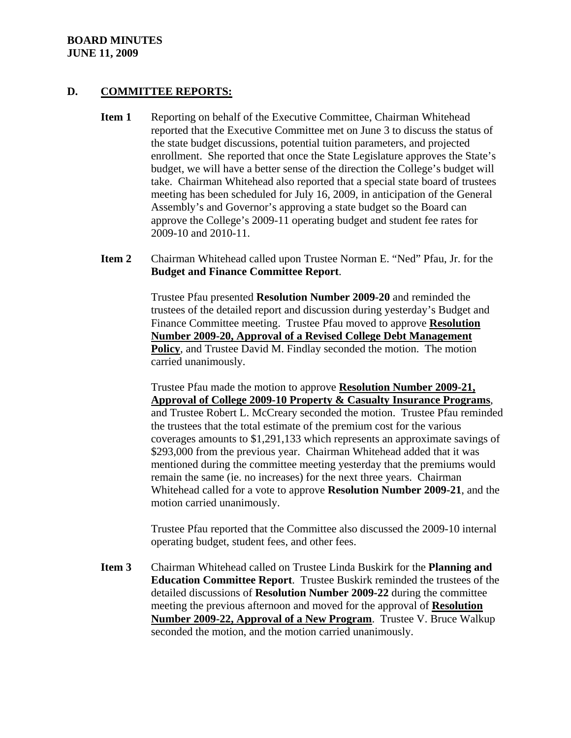## D. COMMITTEE REPORTS:

**Item 1** Reporting on behalf of the Executive Committee, Chairman Whitehead reported that the Executive Committee met on June 3 to discuss the status of the state budget discussions, potential tuition parameters, and projected enrollment. She reported that once the State Legislature approves the State's budget, we will have a better sense of the direction the College's budget will take. Chairman Whitehead also reported that a special state board of trustees meeting has been scheduled for July 16, 2009, in anticipation of the General Assembly's and Governor's approving a state budget so the Board can approve the College's 2009-11 operating budget and student fee rates for 2009-10 and 2010-11.

**Item 2** Chairman Whitehead called upon Trustee Norman E. "Ned" Pfau, Jr. for the **Budget and Finance Committee Report**.

Trustee Pfau presented **Resolution Number 2009-20** and reminded the trustees of the detailed report and discussion during yesterday's Budget and Finance Committee meeting. Trustee Pfau moved to approve **Resolution Number 2009-20, Approval of a Revised College Debt Management Policy**, and Trustee David M. Findlay seconded the motion. The motion carried unanimously.

Trustee Pfau made the motion to approve **Resolution Number 2009-21, Approval of College 2009-10 Property & Casualty Insurance Programs**, and Trustee Robert L. McCreary seconded the motion. Trustee Pfau reminded the trustees that the total estimate of the premium cost for the various coverages amounts to $1,291,133 which represents an approximate savings of $293,000 from the previous year. Chairman Whitehead added that it was mentioned during the committee meeting yesterday that the premiums would remain the same (ie. no increases) for the next three years. Chairman Whitehead called for a vote to approve **Resolution Number 2009-21**, and the motion carried unanimously.

Trustee Pfau reported that the Committee also discussed the 2009-10 internal operating budget, student fees, and other fees.

**Item 3** Chairman Whitehead called on Trustee Linda Buskirk for the **Planning and Education Committee Report**. Trustee Buskirk reminded the trustees of the detailed discussions of **Resolution Number 2009-22** during the committee meeting the previous afternoon and moved for the approval of **Resolution Number 2009-22, Approval of a New Program**. Trustee V. Bruce Walkup seconded the motion, and the motion carried unanimously.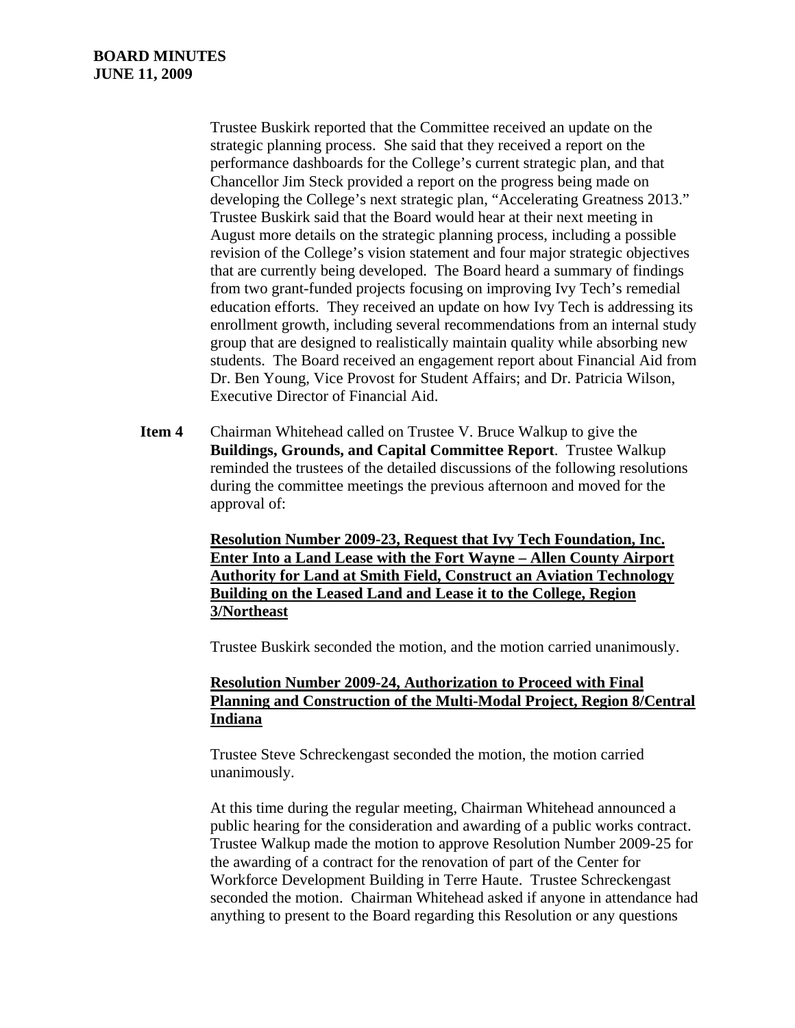Trustee Buskirk reported that the Committee received an update on the strategic planning process. She said that they received a report on the performance dashboards for the College's current strategic plan, and that Chancellor Jim Steck provided a report on the progress being made on developing the College's next strategic plan, "Accelerating Greatness 2013." Trustee Buskirk said that the Board would hear at their next meeting in August more details on the strategic planning process, including a possible revision of the College's vision statement and four major strategic objectives that are currently being developed. The Board heard a summary of findings from two grant-funded projects focusing on improving Ivy Tech's remedial education efforts. They received an update on how Ivy Tech is addressing its enrollment growth, including several recommendations from an internal study group that are designed to realistically maintain quality while absorbing new students. The Board received an engagement report about Financial Aid from Dr. Ben Young, Vice Provost for Student Affairs; and Dr. Patricia Wilson, Executive Director of Financial Aid.

**Item 4** Chairman Whitehead called on Trustee V. Bruce Walkup to give the **Buildings, Grounds, and Capital Committee Report**. Trustee Walkup reminded the trustees of the detailed discussions of the following resolutions during the committee meetings the previous afternoon and moved for the approval of:

**Resolution Number 2009-23, Request that Ivy Tech Foundation, Inc. Enter Into a Land Lease with the Fort Wayne – Allen County Airport Authority for Land at Smith Field, Construct an Aviation Technology Building on the Leased Land and Lease it to the College, Region 3/Northeast**

Trustee Buskirk seconded the motion, and the motion carried unanimously.

**Resolution Number 2009-24, Authorization to Proceed with Final Planning and Construction of the Multi-Modal Project, Region 8/Central Indiana**

Trustee Steve Schreckengast seconded the motion, the motion carried unanimously.

At this time during the regular meeting, Chairman Whitehead announced a public hearing for the consideration and awarding of a public works contract. Trustee Walkup made the motion to approve Resolution Number 2009-25 for the awarding of a contract for the renovation of part of the Center for Workforce Development Building in Terre Haute. Trustee Schreckengast seconded the motion. Chairman Whitehead asked if anyone in attendance had anything to present to the Board regarding this Resolution or any questions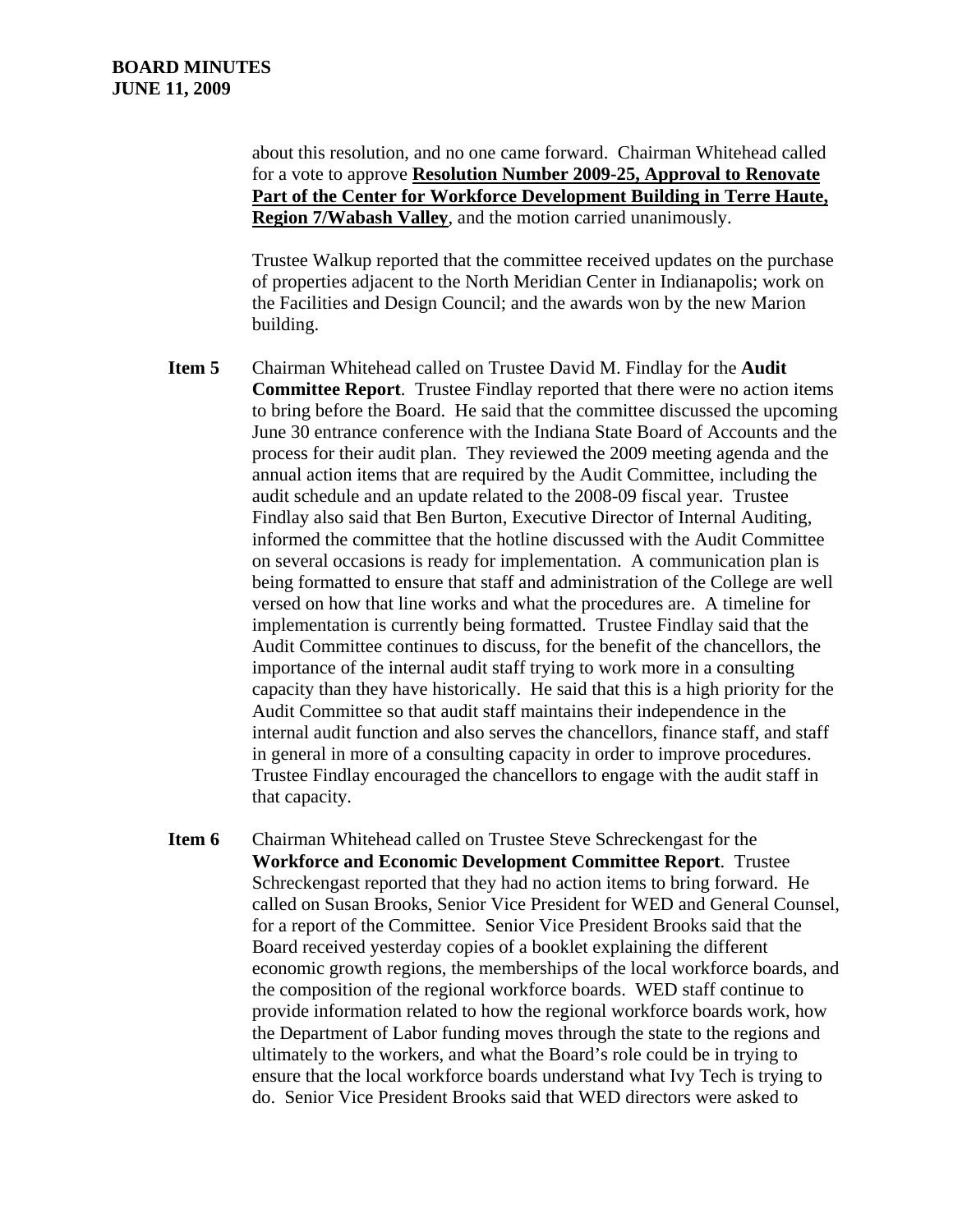about this resolution, and no one came forward. Chairman Whitehead called for a vote to approve **Resolution Number 2009-25, Approval to Renovate Part of the Center for Workforce Development Building in Terre Haute, Region 7/Wabash Valley**, and the motion carried unanimously.

Trustee Walkup reported that the committee received updates on the purchase of properties adjacent to the North Meridian Center in Indianapolis; work on the Facilities and Design Council; and the awards won by the new Marion building.

**Item 5** Chairman Whitehead called on Trustee David M. Findlay for the **Audit Committee Report**. Trustee Findlay reported that there were no action items to bring before the Board. He said that the committee discussed the upcoming June 30 entrance conference with the Indiana State Board of Accounts and the process for their audit plan. They reviewed the 2009 meeting agenda and the annual action items that are required by the Audit Committee, including the audit schedule and an update related to the 2008-09 fiscal year. Trustee Findlay also said that Ben Burton, Executive Director of Internal Auditing, informed the committee that the hotline discussed with the Audit Committee on several occasions is ready for implementation. A communication plan is being formatted to ensure that staff and administration of the College are well versed on how that line works and what the procedures are. A timeline for implementation is currently being formatted. Trustee Findlay said that the Audit Committee continues to discuss, for the benefit of the chancellors, the importance of the internal audit staff trying to work more in a consulting capacity than they have historically. He said that this is a high priority for the Audit Committee so that audit staff maintains their independence in the internal audit function and also serves the chancellors, finance staff, and staff in general in more of a consulting capacity in order to improve procedures. Trustee Findlay encouraged the chancellors to engage with the audit staff in that capacity.

**Item 6** Chairman Whitehead called on Trustee Steve Schreckengast for the **Workforce and Economic Development Committee Report**. Trustee Schreckengast reported that they had no action items to bring forward. He called on Susan Brooks, Senior Vice President for WED and General Counsel, for a report of the Committee. Senior Vice President Brooks said that the Board received yesterday copies of a booklet explaining the different economic growth regions, the memberships of the local workforce boards, and the composition of the regional workforce boards. WED staff continue to provide information related to how the regional workforce boards work, how the Department of Labor funding moves through the state to the regions and ultimately to the workers, and what the Board's role could be in trying to ensure that the local workforce boards understand what Ivy Tech is trying to do. Senior Vice President Brooks said that WED directors were asked to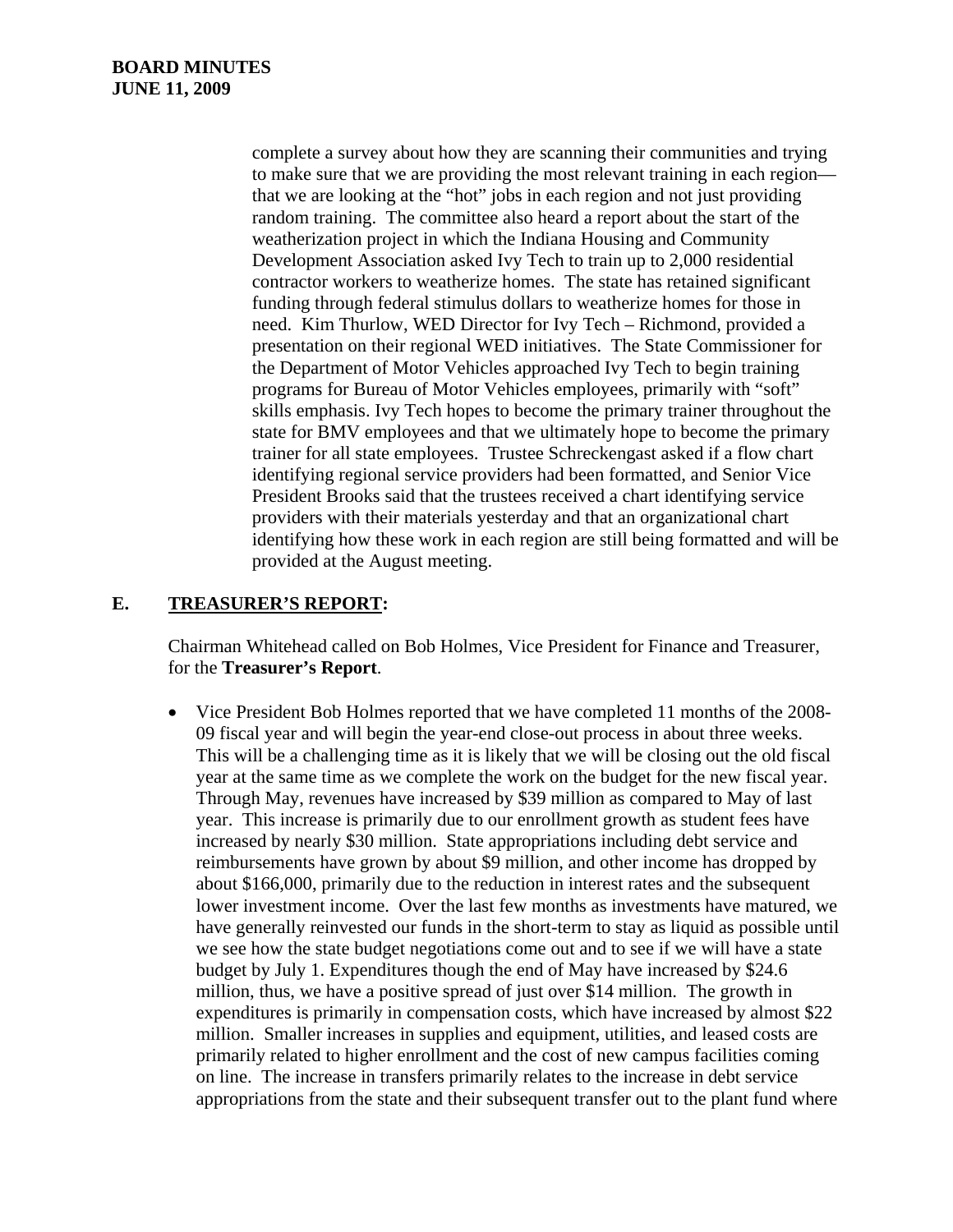complete a survey about how they are scanning their communities and trying to make sure that we are providing the most relevant training in each region—that we are looking at the "hot" jobs in each region and not just providing random training. The committee also heard a report about the start of the weatherization project in which the Indiana Housing and Community Development Association asked Ivy Tech to train up to 2,000 residential contractor workers to weatherize homes. The state has retained significant funding through federal stimulus dollars to weatherize homes for those in need. Kim Thurlow, WED Director for Ivy Tech – Richmond, provided a presentation on their regional WED initiatives. The State Commissioner for the Department of Motor Vehicles approached Ivy Tech to begin training programs for Bureau of Motor Vehicles employees, primarily with "soft" skills emphasis. Ivy Tech hopes to become the primary trainer throughout the state for BMV employees and that we ultimately hope to become the primary trainer for all state employees. Trustee Schreckengast asked if a flow chart identifying regional service providers had been formatted, and Senior Vice President Brooks said that the trustees received a chart identifying service providers with their materials yesterday and that an organizational chart identifying how these work in each region are still being formatted and will be provided at the August meeting.

## E. TREASURER'S REPORT:

Chairman Whitehead called on Bob Holmes, Vice President for Finance and Treasurer, for the **Treasurer's Report**.

- Vice President Bob Holmes reported that we have completed 11 months of the 2008-09 fiscal year and will begin the year-end close-out process in about three weeks. This will be a challenging time as it is likely that we will be closing out the old fiscal year at the same time as we complete the work on the budget for the new fiscal year. Through May, revenues have increased by $39 million as compared to May of last year. This increase is primarily due to our enrollment growth as student fees have increased by nearly $30 million. State appropriations including debt service and reimbursements have grown by about $9 million, and other income has dropped by about $166,000, primarily due to the reduction in interest rates and the subsequent lower investment income. Over the last few months as investments have matured, we have generally reinvested our funds in the short-term to stay as liquid as possible until we see how the state budget negotiations come out and to see if we will have a state budget by July 1. Expenditures though the end of May have increased by $24.6 million, thus, we have a positive spread of just over $14 million. The growth in expenditures is primarily in compensation costs, which have increased by almost $22 million. Smaller increases in supplies and equipment, utilities, and leased costs are primarily related to higher enrollment and the cost of new campus facilities coming on line. The increase in transfers primarily relates to the increase in debt service appropriations from the state and their subsequent transfer out to the plant fund where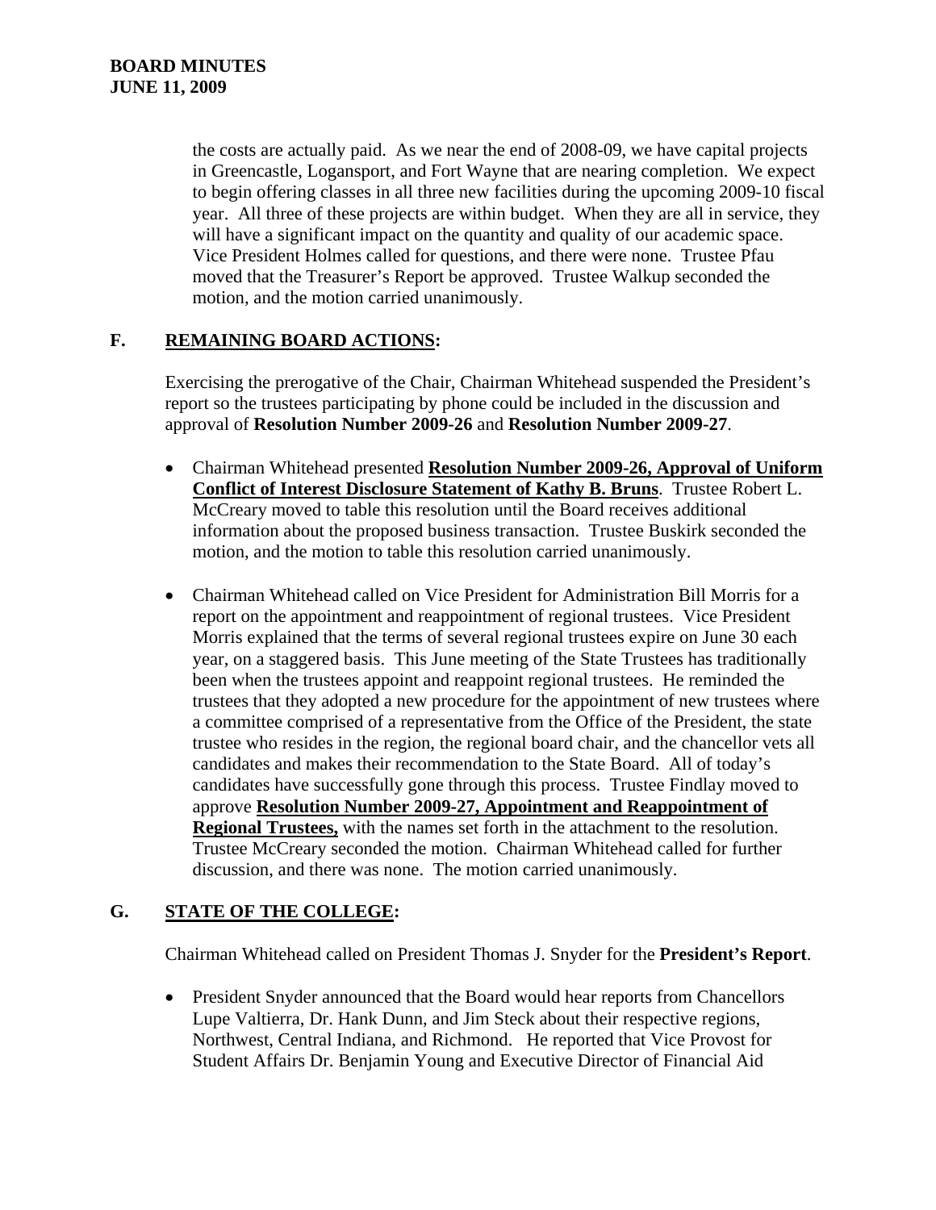the costs are actually paid. As we near the end of 2008-09, we have capital projects in Greencastle, Logansport, and Fort Wayne that are nearing completion. We expect to begin offering classes in all three new facilities during the upcoming 2009-10 fiscal year. All three of these projects are within budget. When they are all in service, they will have a significant impact on the quantity and quality of our academic space. Vice President Holmes called for questions, and there were none. Trustee Pfau moved that the Treasurer's Report be approved. Trustee Walkup seconded the motion, and the motion carried unanimously.

## F. REMAINING BOARD ACTIONS:

Exercising the prerogative of the Chair, Chairman Whitehead suspended the President's report so the trustees participating by phone could be included in the discussion and approval of **Resolution Number 2009-26** and **Resolution Number 2009-27**.

- Chairman Whitehead presented **Resolution Number 2009-26, Approval of Uniform Conflict of Interest Disclosure Statement of Kathy B. Bruns**. Trustee Robert L. McCreary moved to table this resolution until the Board receives additional information about the proposed business transaction. Trustee Buskirk seconded the motion, and the motion to table this resolution carried unanimously.

- Chairman Whitehead called on Vice President for Administration Bill Morris for a report on the appointment and reappointment of regional trustees. Vice President Morris explained that the terms of several regional trustees expire on June 30 each year, on a staggered basis. This June meeting of the State Trustees has traditionally been when the trustees appoint and reappoint regional trustees. He reminded the trustees that they adopted a new procedure for the appointment of new trustees where a committee comprised of a representative from the Office of the President, the state trustee who resides in the region, the regional board chair, and the chancellor vets all candidates and makes their recommendation to the State Board. All of today's candidates have successfully gone through this process. Trustee Findlay moved to approve **Resolution Number 2009-27, Appointment and Reappointment of Regional Trustees,** with the names set forth in the attachment to the resolution. Trustee McCreary seconded the motion. Chairman Whitehead called for further discussion, and there was none. The motion carried unanimously.

## G. STATE OF THE COLLEGE:

Chairman Whitehead called on President Thomas J. Snyder for the **President's Report**.

- President Snyder announced that the Board would hear reports from Chancellors Lupe Valtierra, Dr. Hank Dunn, and Jim Steck about their respective regions, Northwest, Central Indiana, and Richmond. He reported that Vice Provost for Student Affairs Dr. Benjamin Young and Executive Director of Financial Aid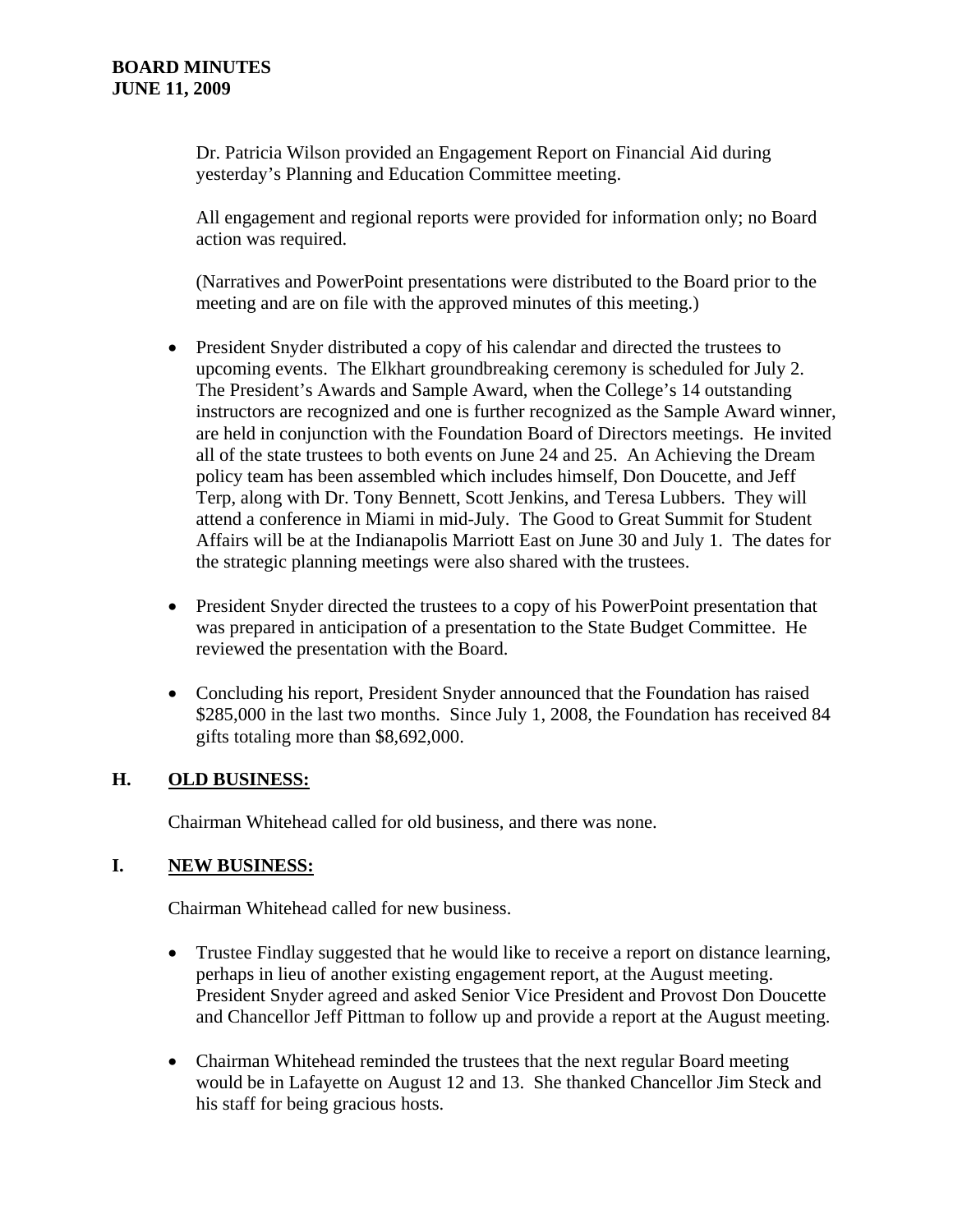Dr. Patricia Wilson provided an Engagement Report on Financial Aid during yesterday's Planning and Education Committee meeting.

All engagement and regional reports were provided for information only; no Board action was required.

(Narratives and PowerPoint presentations were distributed to the Board prior to the meeting and are on file with the approved minutes of this meeting.)

- President Snyder distributed a copy of his calendar and directed the trustees to upcoming events. The Elkhart groundbreaking ceremony is scheduled for July 2. The President's Awards and Sample Award, when the College's 14 outstanding instructors are recognized and one is further recognized as the Sample Award winner, are held in conjunction with the Foundation Board of Directors meetings. He invited all of the state trustees to both events on June 24 and 25. An Achieving the Dream policy team has been assembled which includes himself, Don Doucette, and Jeff Terp, along with Dr. Tony Bennett, Scott Jenkins, and Teresa Lubbers. They will attend a conference in Miami in mid-July. The Good to Great Summit for Student Affairs will be at the Indianapolis Marriott East on June 30 and July 1. The dates for the strategic planning meetings were also shared with the trustees.

- President Snyder directed the trustees to a copy of his PowerPoint presentation that was prepared in anticipation of a presentation to the State Budget Committee. He reviewed the presentation with the Board.

- Concluding his report, President Snyder announced that the Foundation has raised $285,000 in the last two months. Since July 1, 2008, the Foundation has received 84 gifts totaling more than $8,692,000.

## H. OLD BUSINESS:

Chairman Whitehead called for old business, and there was none.

## I. NEW BUSINESS:

Chairman Whitehead called for new business.

- Trustee Findlay suggested that he would like to receive a report on distance learning, perhaps in lieu of another existing engagement report, at the August meeting. President Snyder agreed and asked Senior Vice President and Provost Don Doucette and Chancellor Jeff Pittman to follow up and provide a report at the August meeting.

- Chairman Whitehead reminded the trustees that the next regular Board meeting would be in Lafayette on August 12 and 13. She thanked Chancellor Jim Steck and his staff for being gracious hosts.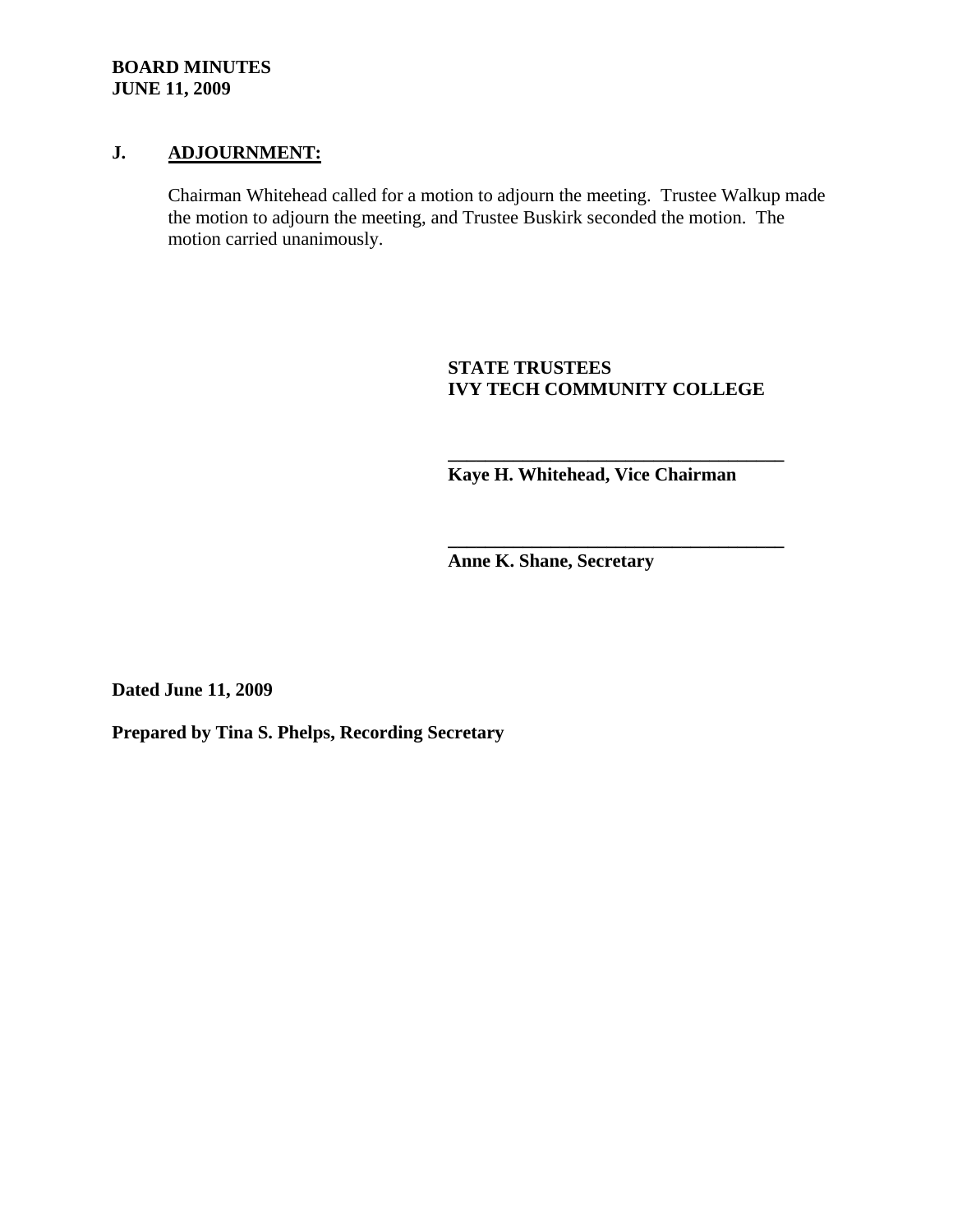## J. ADJOURNMENT:

Chairman Whitehead called for a motion to adjourn the meeting. Trustee Walkup made the motion to adjourn the meeting, and Trustee Buskirk seconded the motion. The motion carried unanimously.

**STATE TRUSTEES**
**IVY TECH COMMUNITY COLLEGE**

\_\_\_\_\_\_\_\_\_\_\_\_\_\_\_\_\_\_\_\_\_\_\_\_\_\_\_\_\_\_\_\_\_\_\_\_
**Kaye H. Whitehead, Vice Chairman**

\_\_\_\_\_\_\_\_\_\_\_\_\_\_\_\_\_\_\_\_\_\_\_\_\_\_\_\_\_\_\_\_\_\_\_\_
**Anne K. Shane, Secretary**

**Dated June 11, 2009**

**Prepared by Tina S. Phelps, Recording Secretary**